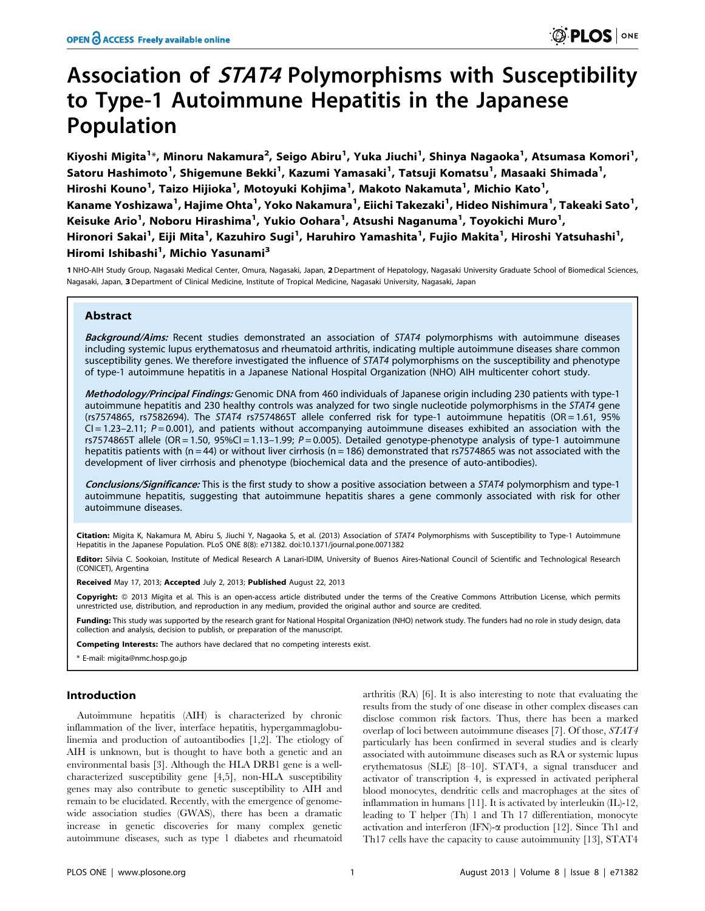# Association of *STAT4* Polymorphisms with Susceptibility to Type-1 Autoimmune Hepatitis in the Japanese Population

Kiyoshi Migita[1]*, Minoru Nakamura[2], Seigo Abiru[1], Yuka Jiuchi[1], Shinya Nagaoka[1], Atsumasa Komori[1], Satoru Hashimoto[1], Shigemune Bekki[1], Kazumi Yamasaki[1], Tatsuji Komatsu[1], Masaaki Shimada[1], Hiroshi Kouno[1], Taizo Hijioka[1], Motoyuki Kohjima[1], Makoto Nakamuta[1], Michio Kato[1], Kaname Yoshizawa[1], Hajime Ohta[1], Yoko Nakamura[1], Eiichi Takezaki[1], Hideo Nishimura[1], Takeaki Sato[1], Keisuke Ario[1], Noboru Hirashima[1], Yukio Oohara[1], Atsushi Naganuma[1], Toyokichi Muro[1], Hironori Sakai[1], Eiji Mita[1], Kazuhiro Sugi[1], Haruhiro Yamashita[1], Fujio Makita[1], Hiroshi Yatsuhashi[1], Hiromi Ishibashi[1], Michio Yasunami[3]

1 NHO-AIH Study Group, Nagasaki Medical Center, Omura, Nagasaki, Japan, 2 Department of Hepatology, Nagasaki University Graduate School of Biomedical Sciences, Nagasaki, Japan, 3 Department of Clinical Medicine, Institute of Tropical Medicine, Nagasaki University, Nagasaki, Japan

## Abstract

***Background/Aims:*** Recent studies demonstrated an association of *STAT4* polymorphisms with autoimmune diseases including systemic lupus erythematosus and rheumatoid arthritis, indicating multiple autoimmune diseases share common susceptibility genes. We therefore investigated the influence of *STAT4* polymorphisms on the susceptibility and phenotype of type-1 autoimmune hepatitis in a Japanese National Hospital Organization (NHO) AIH multicenter cohort study.

***Methodology/Principal Findings:*** Genomic DNA from 460 individuals of Japanese origin including 230 patients with type-1 autoimmune hepatitis and 230 healthy controls was analyzed for two single nucleotide polymorphisms in the *STAT4* gene (rs7574865, rs7582694). The *STAT4* rs7574865T allele conferred risk for type-1 autoimmune hepatitis (OR = 1.61, 95% CI = 1.23–2.11; $P = 0.001$), and patients without accompanying autoimmune diseases exhibited an association with the rs7574865T allele (OR = 1.50, 95%CI = 1.13–1.99; $P = 0.005$). Detailed genotype-phenotype analysis of type-1 autoimmune hepatitis patients with (n = 44) or without liver cirrhosis (n = 186) demonstrated that rs7574865 was not associated with the development of liver cirrhosis and phenotype (biochemical data and the presence of auto-antibodies).

***Conclusions/Significance:*** This is the first study to show a positive association between a *STAT4* polymorphism and type-1 autoimmune hepatitis, suggesting that autoimmune hepatitis shares a gene commonly associated with risk for other autoimmune diseases.

**Citation:** Migita K, Nakamura M, Abiru S, Jiuchi Y, Nagaoka S, et al. (2013) Association of *STAT4* Polymorphisms with Susceptibility to Type-1 Autoimmune Hepatitis in the Japanese Population. PLoS ONE 8(8): e71382. doi:10.1371/journal.pone.0071382

**Editor:** Silvia C. Sookoian, Institute of Medical Research A Lanari-IDIM, University of Buenos Aires-National Council of Scientific and Technological Research (CONICET), Argentina

**Received** May 17, 2013; **Accepted** July 2, 2013; **Published** August 22, 2013

**Copyright:** © 2013 Migita et al. This is an open-access article distributed under the terms of the Creative Commons Attribution License, which permits unrestricted use, distribution, and reproduction in any medium, provided the original author and source are credited.

**Funding:** This study was supported by the research grant for National Hospital Organization (NHO) network study. The funders had no role in study design, data collection and analysis, decision to publish, or preparation of the manuscript.

**Competing Interests:** The authors have declared that no competing interests exist.

\* E-mail: migita@nmc.hosp.go.jp

## Introduction

Autoimmune hepatitis (AIH) is characterized by chronic inflammation of the liver, interface hepatitis, hypergammaglobulinemia and production of autoantibodies [1,2]. The etiology of AIH is unknown, but is thought to have both a genetic and an environmental basis [3]. Although the HLA DRB1 gene is a well-characterized susceptibility gene [4,5], non-HLA susceptibility genes may also contribute to genetic susceptibility to AIH and remain to be elucidated. Recently, with the emergence of genome-wide association studies (GWAS), there has been a dramatic increase in genetic discoveries for many complex genetic autoimmune diseases, such as type 1 diabetes and rheumatoid arthritis (RA) [6]. It is also interesting to note that evaluating the results from the study of one disease in other complex diseases can disclose common risk factors. Thus, there has been a marked overlap of loci between autoimmune diseases [7]. Of those, *STAT4* particularly has been confirmed in several studies and is clearly associated with autoimmune diseases such as RA or systemic lupus erythematosus (SLE) [8–10]. STAT4, a signal transducer and activator of transcription 4, is expressed in activated peripheral blood monocytes, dendritic cells and macrophages at the sites of inflammation in humans [11]. It is activated by interleukin (IL)-12, leading to T helper (Th) 1 and Th 17 differentiation, monocyte activation and interferon (IFN)-α production [12]. Since Th1 and Th17 cells have the capacity to cause autoimmunity [13], STAT4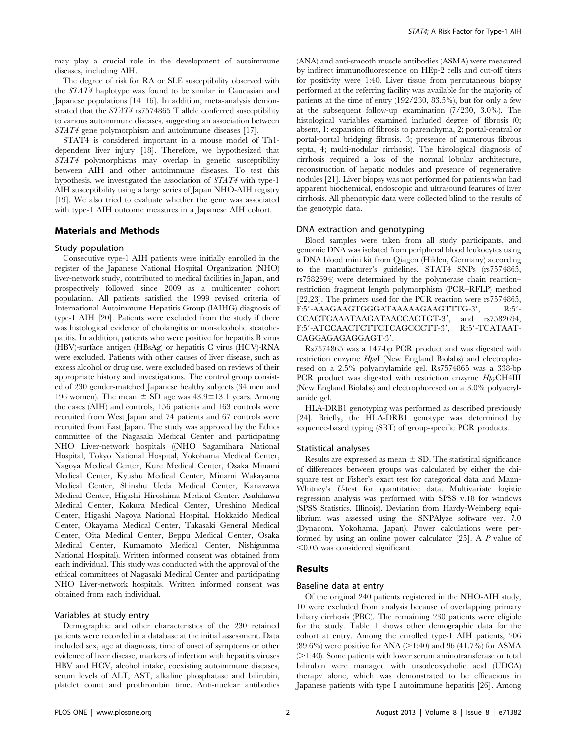may play a crucial role in the development of autoimmune diseases, including AIH.

The degree of risk for RA or SLE susceptibility observed with the *STAT4* haplotype was found to be similar in Caucasian and Japanese populations [14–16]. In addition, meta-analysis demonstrated that the *STAT4* rs7574865 T allele conferred susceptibility to various autoimmune diseases, suggesting an association between *STAT4* gene polymorphism and autoimmune diseases [17].

STAT4 is considered important in a mouse model of Th1-dependent liver injury [18]. Therefore, we hypothesized that *STAT4* polymorphisms may overlap in genetic susceptibility between AIH and other autoimmune diseases. To test this hypothesis, we investigated the association of *STAT4* with type-1 AIH susceptibility using a large series of Japan NHO-AIH registry [19]. We also tried to evaluate whether the gene was associated with type-1 AIH outcome measures in a Japanese AIH cohort.

## Materials and Methods

### Study population

Consecutive type-1 AIH patients were initially enrolled in the register of the Japanese National Hospital Organization (NHO) liver-network study, contributed to medical facilities in Japan, and prospectively followed since 2009 as a multicenter cohort population. All patients satisfied the 1999 revised criteria of International Autoimmune Hepatitis Group (IAIHG) diagnosis of type-1 AIH [20]. Patients were excluded from the study if there was histological evidence of cholangitis or non-alcoholic steatohepatitis. In addition, patients who were positive for hepatitis B virus (HBV)-surface antigen (HBsAg) or hepatitis C virus (HCV)-RNA were excluded. Patients with other causes of liver disease, such as excess alcohol or drug use, were excluded based on reviews of their appropriate history and investigations. The control group consisted of 230 gender-matched Japanese healthy subjects (34 men and 196 women). The mean ± SD age was 43.9±13.1 years. Among the cases (AIH) and controls, 156 patients and 163 controls were recruited from West Japan and 74 patients and 67 controls were recruited from East Japan. The study was approved by the Ethics committee of the Nagasaki Medical Center and participating NHO Liver-network hospitals ((NHO Sagamihara National Hospital, Tokyo National Hospital, Yokohama Medical Center, Nagoya Medical Center, Kure Medical Center, Osaka Minami Medical Center, Kyushu Medical Center, Minami Wakayama Medical Center, Shinshu Ueda Medical Center, Kanazawa Medical Center, Higashi Hiroshima Medical Center, Asahikawa Medical Center, Kokura Medical Center, Ureshino Medical Center, Higashi Nagoya National Hospital, Hokkaido Medical Center, Okayama Medical Center, Takasaki General Medical Center, Oita Medical Center, Beppu Medical Center, Osaka Medical Center, Kumamoto Medical Center, Nishigunma National Hospital). Written informed consent was obtained from each individual. This study was conducted with the approval of the ethical committees of Nagasaki Medical Center and participating NHO Liver-network hospitals. Written informed consent was obtained from each individual.

### Variables at study entry

Demographic and other characteristics of the 230 retained patients were recorded in a database at the initial assessment. Data included sex, age at diagnosis, time of onset of symptoms or other evidence of liver disease, markers of infection with hepatitis viruses HBV and HCV, alcohol intake, coexisting autoimmune diseases, serum levels of ALT, AST, alkaline phosphatase and bilirubin, platelet count and prothrombin time. Anti-nuclear antibodies (ANA) and anti-smooth muscle antibodies (ASMA) were measured by indirect immunofluorescence on HEp-2 cells and cut-off titers for positivity were 1:40. Liver tissue from percutaneous biopsy performed at the referring facility was available for the majority of patients at the time of entry (192/230, 83.5%), but for only a few at the subsequent follow-up examination (7/230, 3.0%). The histological variables examined included degree of fibrosis (0; absent, 1; expansion of fibrosis to parenchyma, 2; portal-central or portal-portal bridging fibrosis, 3; presence of numerous fibrous septa, 4; multi-nodular cirrhosis). The histological diagnosis of cirrhosis required a loss of the normal lobular architecture, reconstruction of hepatic nodules and presence of regenerative nodules [21]. Liver biopsy was not performed for patients who had apparent biochemical, endoscopic and ultrasound features of liver cirrhosis. All phenotypic data were collected blind to the results of the genotypic data.

### DNA extraction and genotyping

Blood samples were taken from all study participants, and genomic DNA was isolated from peripheral blood leukocytes using a DNA blood mini kit from Qiagen (Hilden, Germany) according to the manufacturer's guidelines. STAT4 SNPs (rs7574865, rs7582694) were determined by the polymerase chain reaction–restriction fragment length polymorphism (PCR–RFLP) method [22,23]. The primers used for the PCR reaction were rs7574865, F:5′-AAAGAAGTGGGATAAAAAGAAGTTTG-3′, R:5′-CCACTGAAATAAGATAACCACTGT-3′, and rs7582694, F:5′-ATCCAACTCTTCTCAGCCCTT-3′, R:5′-TCATAAT-CAGGAGAGAGGAGT-3′.

Rs7574865 was a 147-bp PCR product and was digested with restriction enzyme *Hpa*I (New England Biolabs) and electrophoresed on a 2.5% polyacrylamide gel. Rs7574865 was a 338-bp PCR product was digested with restriction enzyme *Hpy*CH4III (New England Biolabs) and electrophoresed on a 3.0% polyacrylamide gel.

HLA-DRB1 genotyping was performed as described previously [24]. Briefly, the HLA-DRB1 genotype was determined by sequence-based typing (SBT) of group-specific PCR products.

### Statistical analyses

Results are expressed as mean ± SD. The statistical significance of differences between groups was calculated by either the chi-square test or Fisher's exact test for categorical data and Mann-Whitney's *U*-test for quantitative data. Multivariate logistic regression analysis was performed with SPSS v.18 for windows (SPSS Statistics, Illinois). Deviation from Hardy-Weinberg equilibrium was assessed using the SNPAlyze software ver. 7.0 (Dynacom, Yokohama, Japan). Power calculations were performed by using an online power calculator [25]. A *P* value of $<0.05$ was considered significant.

## Results

### Baseline data at entry

Of the original 240 patients registered in the NHO-AIH study, 10 were excluded from analysis because of overlapping primary biliary cirrhosis (PBC). The remaining 230 patients were eligible for the study. Table 1 shows other demographic data for the cohort at entry. Among the enrolled type-1 AIH patients, 206 (89.6%) were positive for ANA (>1:40) and 96 (41.7%) for ASMA (>1:40). Some patients with lower serum aminotransferase or total bilirubin were managed with ursodeoxycholic acid (UDCA) therapy alone, which was demonstrated to be efficacious in Japanese patients with type I autoimmune hepatitis [26]. Among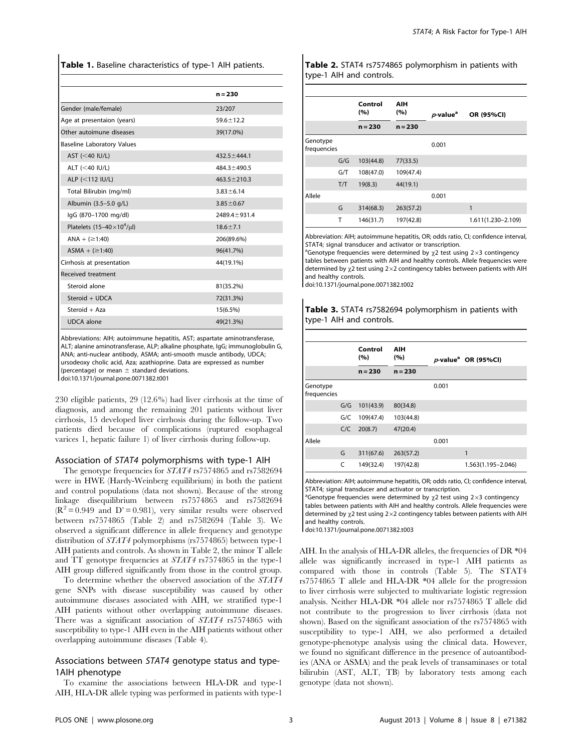**Table 1.** Baseline characteristics of type-1 AIH patients.

| | n = 230 |
|---|---|
| Gender (male/female) | 23/207 |
| Age at presentaion (years) | 59.6±12.2 |
| Other autoimune diseases | 39(17.0%) |
| Baseline Laboratory Values | |
| AST (<40 IU/L) | 432.5±444.1 |
| ALT (<40 IU/L) | 484.3±490.5 |
| ALP (<112 IU/L) | 463.5±210.3 |
| Total Bilirubin (mg/ml) | 3.83±6.14 |
| Albumin (3.5–5.0 g/L) | 3.85±0.67 |
| IgG (870–1700 mg/dl) | 2489.4±931.4 |
| Platelets (15–40×10$^4$/μl) | 18.6±7.1 |
| ANA + (≥1:40) | 206(89.6%) |
| ASMA + (≥1:40) | 96(41.7%) |
| Cirrhosis at presentation | 44(19.1%) |
| Received treatment | |
| Steroid alone | 81(35.2%) |
| Steroid + UDCA | 72(31.3%) |
| Steroid + Aza | 15(6.5%) |
| UDCA alone | 49(21.3%) |

Abbreviations: AIH; autoimmune hepatitis, AST; aspartate aminotransferase, ALT; alanine aminotransferase, ALP; alkaline phosphate, IgG; immunoglobulin G, ANA; anti-nuclear antibody, ASMA; anti-smooth muscle antibody, UDCA; ursodeoxy cholic acid, Aza; azathioprine. Data are expressed as number (percentage) or mean ± standard deviations.
doi:10.1371/journal.pone.0071382.t001

230 eligible patients, 29 (12.6%) had liver cirrhosis at the time of diagnosis, and among the remaining 201 patients without liver cirrhosis, 15 developed liver cirrhosis during the follow-up. Two patients died because of complications (ruptured esophageal varices 1, hepatic failure 1) of liver cirrhosis during follow-up.

### Association of *STAT4* polymorphisms with type-1 AIH

The genotype frequencies for *STAT4* rs7574865 and rs7582694 were in HWE (Hardy-Weinberg equilibrium) in both the patient and control populations (data not shown). Because of the strong linkage disequilibrium between rs7574865 and rs7582694 ($R^2 = 0.949$ and $D' = 0.981$), very similar results were observed between rs7574865 (Table 2) and rs7582694 (Table 3). We observed a significant difference in allele frequency and genotype distribution of *STAT4* polymorphisms (rs7574865) between type-1 AIH patients and controls. As shown in Table 2, the minor T allele and TT genotype frequencies at *STAT4* rs7574865 in the type-1 AIH group differed significantly from those in the control group.

To determine whether the observed association of the *STAT4* gene SNPs with disease susceptibility was caused by other autoimmune diseases associated with AIH, we stratified type-1 AIH patients without other overlapping autoimmune diseases. There was a significant association of *STAT4* rs7574865 with susceptibility to type-1 AIH even in the AIH patients without other overlapping autoimmune diseases (Table 4).

### Associations between *STAT4* genotype status and type-1AIH phenotype

To examine the associations between HLA-DR and type-1 AIH, HLA-DR allele typing was performed in patients with type-1 AIH. In the analysis of HLA-DR alleles, the frequencies of DR *04 allele was significantly increased in type-1 AIH patients as compared with those in controls (Table 5). The STAT4 rs7574865 T allele and HLA-DR *04 allele for the progression to liver cirrhosis were subjected to multivariate logistic regression analysis. Neither HLA-DR *04 allele nor rs7574865 T allele did not contribute to the progression to liver cirrhosis (data not shown). Based on the significant association of the rs7574865 with susceptibility to type-1 AIH, we also performed a detailed genotype-phenotype analysis using the clinical data. However, we found no significant difference in the presence of autoantibodies (ANA or ASMA) and the peak levels of transaminases or total bilirubin (AST, ALT, TB) by laboratory tests among each genotype (data not shown).

**Table 2.** STAT4 rs7574865 polymorphism in patients with type-1 AIH and controls.

| | | Control (%) | AIH (%) | *p*-value[a] | OR (95%CI) |
|---|---|---|---|---|---|
| | | n = 230 | n = 230 | | |
| Genotype frequencies | | | | 0.001 | |
| | G/G | 103(44.8) | 77(33.5) | | |
| | G/T | 108(47.0) | 109(47.4) | | |
| | T/T | 19(8.3) | 44(19.1) | | |
| Allele | | | | 0.001 | |
| | G | 314(68.3) | 263(57.2) | | 1 |
| | T | 146(31.7) | 197(42.8) | | 1.611(1.230–2.109) |

Abbreviation: AIH; autoimmune hepatitis, OR; odds ratio, CI; confidence interval, STAT4; signal transducer and activator or transcription.
[a]Genotype frequencies were determined by $\chi 2$ test using 2×3 contingency tables between patients with AIH and healthy controls. Allele frequencies were determined by $\chi 2$ test using 2×2 contingency tables between patients with AIH and healthy controls.
doi:10.1371/journal.pone.0071382.t002

**Table 3.** STAT4 rs7582694 polymorphism in patients with type-1 AIH and controls.

| | | Control (%) | AIH (%) | *p*-value[a] | OR (95%CI) |
|---|---|---|---|---|---|
| | | n = 230 | n = 230 | | |
| Genotype frequencies | | | | 0.001 | |
| | G/G | 101(43.9) | 80(34.8) | | |
| | G/C | 109(47.4) | 103(44.8) | | |
| | C/C | 20(8.7) | 47(20.4) | | |
| Allele | | | | 0.001 | |
| | G | 311(67.6) | 263(57.2) | | 1 |
| | C | 149(32.4) | 197(42.8) | | 1.563(1.195–2.046) |

Abbreviation: AIH; autoimmune hepatitis, OR; odds ratio, CI; confidence interval, STAT4; signal transducer and activator or transcription.
[a]Genotype frequencies were determined by $\chi 2$ test using 2×3 contingency tables between patients with AIH and healthy controls. Allele frequencies were determined by $\chi 2$ test using 2×2 contingency tables between patients with AIH and healthy controls.
doi:10.1371/journal.pone.0071382.t003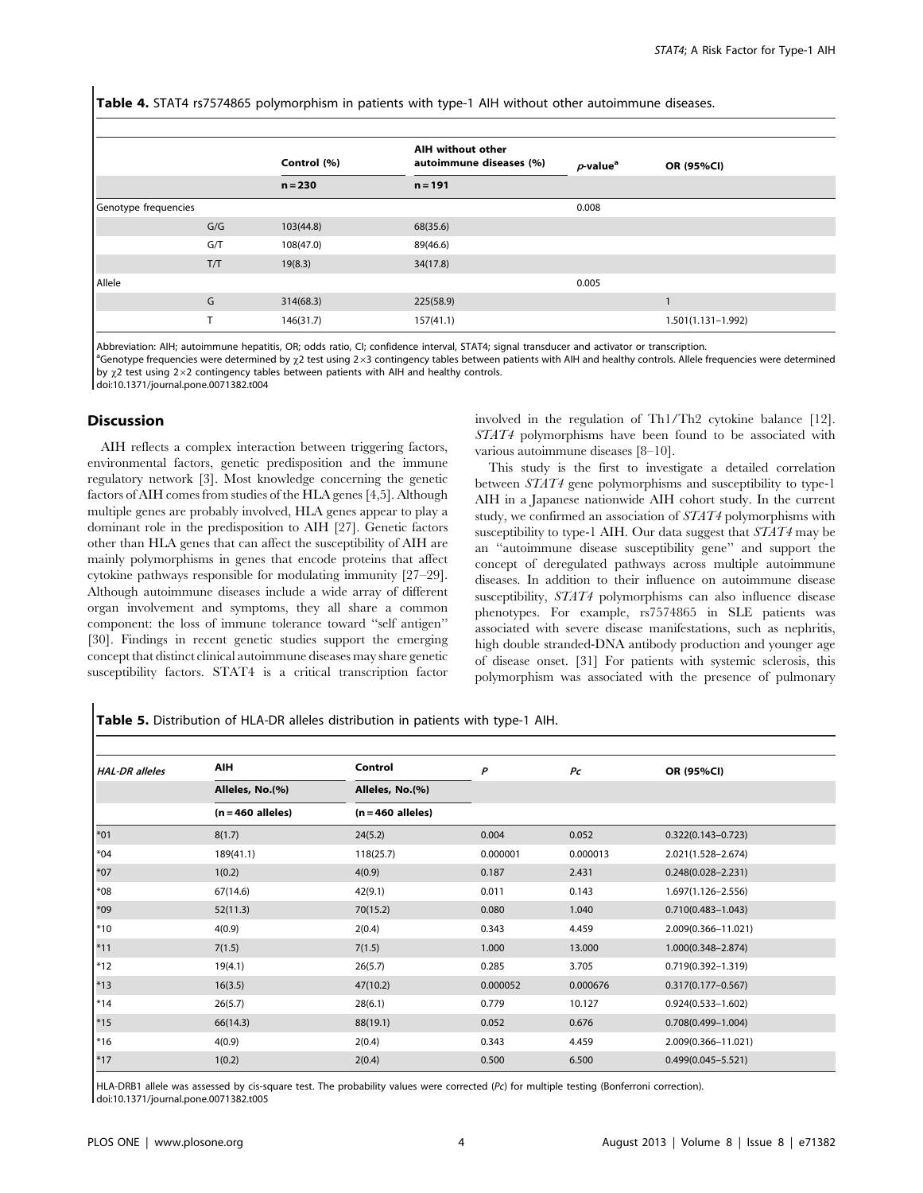**Table 4.** STAT4 rs7574865 polymorphism in patients with type-1 AIH without other autoimmune diseases.

| | | Control (%) | AIH without other autoimmune diseases (%) | *p*-value[a] | OR (95%CI) |
|---|---|---|---|---|---|
| | | n = 230 | n = 191 | | |
| Genotype frequencies | | | | 0.008 | |
| | G/G | 103(44.8) | 68(35.6) | | |
| | G/T | 108(47.0) | 89(46.6) | | |
| | T/T | 19(8.3) | 34(17.8) | | |
| Allele | | | | 0.005 | |
| | G | 314(68.3) | 225(58.9) | | 1 |
| | T | 146(31.7) | 157(41.1) | | 1.501(1.131–1.992) |

Abbreviation: AIH; autoimmune hepatitis, OR; odds ratio, CI; confidence interval, STAT4; signal transducer and activator or transcription.
[a]Genotype frequencies were determined by $\chi2$ test using 2×3 contingency tables between patients with AIH and healthy controls. Allele frequencies were determined by $\chi2$ test using 2×2 contingency tables between patients with AIH and healthy controls.
doi:10.1371/journal.pone.0071382.t004

## Discussion

AIH reflects a complex interaction between triggering factors, environmental factors, genetic predisposition and the immune regulatory network [3]. Most knowledge concerning the genetic factors of AIH comes from studies of the HLA genes [4,5]. Although multiple genes are probably involved, HLA genes appear to play a dominant role in the predisposition to AIH [27]. Genetic factors other than HLA genes that can affect the susceptibility of AIH are mainly polymorphisms in genes that encode proteins that affect cytokine pathways responsible for modulating immunity [27–29]. Although autoimmune diseases include a wide array of different organ involvement and symptoms, they all share a common component: the loss of immune tolerance toward ''self antigen'' [30]. Findings in recent genetic studies support the emerging concept that distinct clinical autoimmune diseases may share genetic susceptibility factors. STAT4 is a critical transcription factor involved in the regulation of Th1/Th2 cytokine balance [12]. *STAT4* polymorphisms have been found to be associated with various autoimmune diseases [8–10].

This study is the first to investigate a detailed correlation between *STAT4* gene polymorphisms and susceptibility to type-1 AIH in a Japanese nationwide AIH cohort study. In the current study, we confirmed an association of *STAT4* polymorphisms with susceptibility to type-1 AIH. Our data suggest that *STAT4* may be an ''autoimmune disease susceptibility gene'' and support the concept of deregulated pathways across multiple autoimmune diseases. In addition to their influence on autoimmune disease susceptibility, *STAT4* polymorphisms can also influence disease phenotypes. For example, rs7574865 in SLE patients was associated with severe disease manifestations, such as nephritis, high double stranded-DNA antibody production and younger age of disease onset. [31] For patients with systemic sclerosis, this polymorphism was associated with the presence of pulmonary

**Table 5.** Distribution of HLA-DR alleles distribution in patients with type-1 AIH.

| *HAL-DR alleles* | AIH | Control | *P* | *Pc* | OR (95%CI) |
|---|---|---|---|---|---|
| | Alleles, No.(%) | Alleles, No.(%) | | | |
| | (n = 460 alleles) | (n = 460 alleles) | | | |
| *01 | 8(1.7) | 24(5.2) | 0.004 | 0.052 | 0.322(0.143–0.723) |
| *04 | 189(41.1) | 118(25.7) | 0.000001 | 0.000013 | 2.021(1.528–2.674) |
| *07 | 1(0.2) | 4(0.9) | 0.187 | 2.431 | 0.248(0.028–2.231) |
| *08 | 67(14.6) | 42(9.1) | 0.011 | 0.143 | 1.697(1.126–2.556) |
| *09 | 52(11.3) | 70(15.2) | 0.080 | 1.040 | 0.710(0.483–1.043) |
| *10 | 4(0.9) | 2(0.4) | 0.343 | 4.459 | 2.009(0.366–11.021) |
| *11 | 7(1.5) | 7(1.5) | 1.000 | 13.000 | 1.000(0.348–2.874) |
| *12 | 19(4.1) | 26(5.7) | 0.285 | 3.705 | 0.719(0.392–1.319) |
| *13 | 16(3.5) | 47(10.2) | 0.000052 | 0.000676 | 0.317(0.177–0.567) |
| *14 | 26(5.7) | 28(6.1) | 0.779 | 10.127 | 0.924(0.533–1.602) |
| *15 | 66(14.3) | 88(19.1) | 0.052 | 0.676 | 0.708(0.499–1.004) |
| *16 | 4(0.9) | 2(0.4) | 0.343 | 4.459 | 2.009(0.366–11.021) |
| *17 | 1(0.2) | 2(0.4) | 0.500 | 6.500 | 0.499(0.045–5.521) |

HLA-DRB1 allele was assessed by cis-square test. The probability values were corrected (*Pc*) for multiple testing (Bonferroni correction).
doi:10.1371/journal.pone.0071382.t005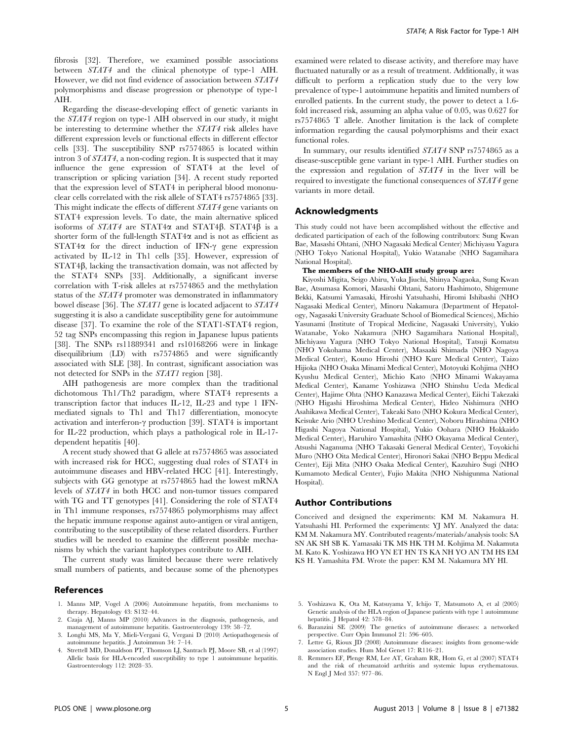fibrosis [32]. Therefore, we examined possible associations between *STAT4* and the clinical phenotype of type-1 AIH. However, we did not find evidence of association between *STAT4* polymorphisms and disease progression or phenotype of type-1 AIH.

Regarding the disease-developing effect of genetic variants in the *STAT4* region on type-1 AIH observed in our study, it might be interesting to determine whether the *STAT4* risk alleles have different expression levels or functional effects in different effector cells [33]. The susceptibility SNP rs7574865 is located within intron 3 of *STAT4*, a non-coding region. It is suspected that it may influence the gene expression of STAT4 at the level of transcription or splicing variation [34]. A recent study reported that the expression level of STAT4 in peripheral blood mononuclear cells correlated with the risk allele of STAT4 rs7574865 [33]. This might indicate the effects of different *STAT4* gene variants on STAT4 expression levels. To date, the main alternative spliced isoforms of *STAT4* are STAT4α and STAT4β. STAT4β is a shorter form of the full-length STAT4α and is not as efficient as STAT4α for the direct induction of IFN-γ gene expression activated by IL-12 in Th1 cells [35]. However, expression of STAT4β, lacking the transactivation domain, was not affected by the STAT4 SNPs [33]. Additionally, a significant inverse correlation with T-risk alleles at rs7574865 and the methylation status of the *STAT4* promoter was demonstrated in inflammatory bowel disease [36]. The *STAT1* gene is located adjacent to *STAT4* suggesting it is also a candidate susceptibility gene for autoimmune disease [37]. To examine the role of the STAT1-STAT4 region, 52 tag SNPs encompassing this region in Japanese lupus patients [38]. The SNPs rs11889341 and rs10168266 were in linkage disequilibrium (LD) with rs7574865 and were significantly associated with SLE [38]. In contrast, significant association was not detected for SNPs in the *STAT1* region [38].

AIH pathogenesis are more complex than the traditional dichotomous Th1/Th2 paradigm, where STAT4 represents a transcription factor that induces IL-12, IL-23 and type 1 IFN-mediated signals to Th1 and Th17 differentiation, monocyte activation and interferon-γ production [39]. STAT4 is important for IL-22 production, which plays a pathological role in IL-17-dependent hepatitis [40].

A recent study showed that G allele at rs7574865 was associated with increased risk for HCC, suggesting dual roles of STAT4 in autoimmune diseases and HBV-related HCC [41]. Interestingly, subjects with GG genotype at rs7574865 had the lowest mRNA levels of *STAT4* in both HCC and non-tumor tissues compared with TG and TT genotypes [41]. Considering the role of STAT4 in Th1 immune responses, rs7574865 polymorphisms may affect the hepatic immune response against auto-antigen or viral antigen, contributing to the susceptibility of these related disorders. Further studies will be needed to examine the different possible mechanisms by which the variant haplotypes contribute to AIH.

The current study was limited because there were relatively small numbers of patients, and because some of the phenotypes examined were related to disease activity, and therefore may have fluctuated naturally or as a result of treatment. Additionally, it was difficult to perform a replication study due to the very low prevalence of type-1 autoimmune hepatitis and limited numbers of enrolled patients. In the current study, the power to detect a 1.6-fold increased risk, assuming an alpha value of 0.05, was 0.627 for rs7574865 T allele. Another limitation is the lack of complete information regarding the causal polymorphisms and their exact functional roles.

In summary, our results identified *STAT4* SNP rs7574865 as a disease-susceptible gene variant in type-1 AIH. Further studies on the expression and regulation of *STAT4* in the liver will be required to investigate the functional consequences of *STAT4* gene variants in more detail.

## Acknowledgments

This study could not have been accomplished without the effective and dedicated participation of each of the following contributors: Sung Kwan Bae, Masashi Ohtani, (NHO Nagasaki Medical Center) Michiyasu Yagura (NHO Tokyo National Hospital), Yukio Watanabe (NHO Sagamihara National Hospital).

**The members of the NHO-AIH study group are:**

Kiyoshi Migita, Seigo Abiru, Yuka Jiuchi, Shinya Nagaoka, Sung Kwan Bae, Atsumasa Komori, Masashi Ohtani, Satoru Hashimoto, Shigemune Bekki, Katsumi Yamasaki, Hiroshi Yatsuhashi, Hiromi Ishibashi (NHO Nagasaki Medical Center), Minoru Nakamura (Department of Hepatology, Nagasaki University Graduate School of Biomedical Sciences), Michio Yasunami (Institute of Tropical Medicine, Nagasaki University), Yukio Watanabe, Yoko Nakamura (NHO Sagamihara National Hospital), Michiyasu Yagura (NHO Tokyo National Hospital), Tatsuji Komatsu (NHO Yokohama Medical Center), Masaaki Shimada (NHO Nagoya Medical Center), Kouno Hiroshi (NHO Kure Medical Center), Taizo Hijioka (NHO Osaka Minami Medical Center), Motoyuki Kohjima (NHO Kyushu Medical Center), Michio Kato (NHO Minami Wakayama Medical Center), Kaname Yoshizawa (NHO Shinshu Ueda Medical Center), Hajime Ohta (NHO Kanazawa Medical Center), Eiichi Takezaki (NHO Higashi Hiroshima Medical Center), Hideo Nishimura (NHO Asahikawa Medical Center), Takeaki Sato (NHO Kokura Medical Center), Keisuke Ario (NHO Ureshino Medical Center), Noboru Hirashima (NHO Higashi Nagoya National Hospital), Yukio Oohara (NHO Hokkaido Medical Center), Haruhiro Yamashita (NHO Okayama Medical Center), Atsushi Naganuma (NHO Takasaki General Medical Center), Toyokichi Muro (NHO Oita Medical Center), Hironori Sakai (NHO Beppu Medical Center), Eiji Mita (NHO Osaka Medical Center), Kazuhiro Sugi (NHO Kumamoto Medical Center), Fujio Makita (NHO Nishigunma National Hospital).

## Author Contributions

Conceived and designed the experiments: KM M. Nakamura H. Yatsuhashi HI. Performed the experiments: YJ MY. Analyzed the data: KM M. Nakamura MY. Contributed reagents/materials/analysis tools: SA SN AK SH SB K. Yamasaki TK MS HK TH M. Kohjima M. Nakamuta M. Kato K. Yoshizawa HO YN ET HN TS KA NH YO AN TM HS EM KS H. Yamashita FM. Wrote the paper: KM M. Nakamura MY HI.

## References

1. Manns MP, Vogel A (2006) Autoimmune hepatitis, from mechanisms to therapy. Hepatology 43: S132–44.
2. Czaja AJ, Manns MP (2010) Advances in the diagnosis, pathogenesis, and management of autoimmune hepatitis. Gastroenterology 139: 58–72.
3. Longhi MS, Ma Y, Mieli-Vergani G, Vergani D (2010) Aetiopathogenesis of autoimmune hepatitis. J Autoimmun 34: 7–14.
4. Strettell MD, Donaldson PT, Thomson LJ, Santrach PJ, Moore SB, et al (1997) Allelic basis for HLA-encoded susceptibility to type 1 autoimmune hepatitis. Gastroenterology 112: 2028–35.
5. Yoshizawa K, Ota M, Katsuyama Y, Ichijo T, Matsumoto A, et al (2005) Genetic analysis of the HLA region of Japanese patients with type 1 autoimmune hepatitis. J Hepatol 42: 578–84.
6. Baranzini SE (2009) The genetics of autoimmune diseases: a networked perspective. Curr Opin Immunol 21: 596–605.
7. Lettre G, Rioux JD (2008) Autoimmune diseases: insights from genome-wide association studies. Hum Mol Genet 17: R116–21.
8. Remmers EF, Plenge RM, Lee AT, Graham RR, Hom G, et al (2007) STAT4 and the risk of rheumatoid arthritis and systemic lupus erythematosus. N Engl J Med 357: 977–86.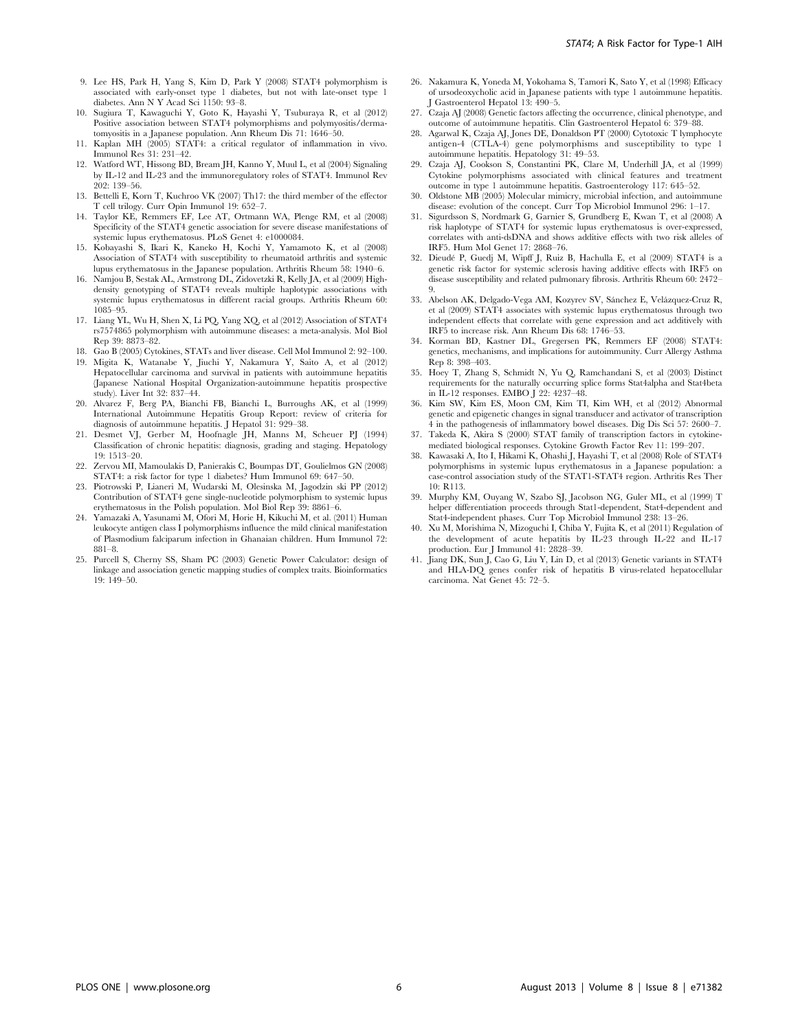9. Lee HS, Park H, Yang S, Kim D, Park Y (2008) STAT4 polymorphism is associated with early-onset type 1 diabetes, but not with late-onset type 1 diabetes. Ann N Y Acad Sci 1150: 93–8.
10. Sugiura T, Kawaguchi Y, Goto K, Hayashi Y, Tsuburaya R, et al (2012) Positive association between STAT4 polymorphisms and polymyositis/dermatomyositis in a Japanese population. Ann Rheum Dis 71: 1646–50.
11. Kaplan MH (2005) STAT4: a critical regulator of inflammation in vivo. Immunol Res 31: 231–42.
12. Watford WT, Hissong BD, Bream JH, Kanno Y, Muul L, et al (2004) Signaling by IL-12 and IL-23 and the immunoregulatory roles of STAT4. Immunol Rev 202: 139–56.
13. Bettelli E, Korn T, Kuchroo VK (2007) Th17: the third member of the effector T cell trilogy. Curr Opin Immunol 19: 652–7.
14. Taylor KE, Remmers EF, Lee AT, Ortmann WA, Plenge RM, et al (2008) Specificity of the STAT4 genetic association for severe disease manifestations of systemic lupus erythematosus. PLoS Genet 4: e1000084.
15. Kobayashi S, Ikari K, Kaneko H, Kochi Y, Yamamoto K, et al (2008) Association of STAT4 with susceptibility to rheumatoid arthritis and systemic lupus erythematosus in the Japanese population. Arthritis Rheum 58: 1940–6.
16. Namjou B, Sestak AL, Armstrong DL, Zidovetzki R, Kelly JA, et al (2009) High-density genotyping of STAT4 reveals multiple haplotypic associations with systemic lupus erythematosus in different racial groups. Arthritis Rheum 60: 1085–95.
17. Liang YL, Wu H, Shen X, Li PQ, Yang XQ, et al (2012) Association of STAT4 rs7574865 polymorphism with autoimmune diseases: a meta-analysis. Mol Biol Rep 39: 8873–82.
18. Gao B (2005) Cytokines, STATs and liver disease. Cell Mol Immunol 2: 92–100.
19. Migita K, Watanabe Y, Jiuchi Y, Nakamura Y, Saito A, et al (2012) Hepatocellular carcinoma and survival in patients with autoimmune hepatitis (Japanese National Hospital Organization-autoimmune hepatitis prospective study). Liver Int 32: 837–44.
20. Alvarez F, Berg PA, Bianchi FB, Bianchi L, Burroughs AK, et al (1999) International Autoimmune Hepatitis Group Report: review of criteria for diagnosis of autoimmune hepatitis. J Hepatol 31: 929–38.
21. Desmet VJ, Gerber M, Hoofnagle JH, Manns M, Scheuer PJ (1994) Classification of chronic hepatitis: diagnosis, grading and staging. Hepatology 19: 1513–20.
22. Zervou MI, Mamoulakis D, Panierakis C, Boumpas DT, Goulielmos GN (2008) STAT4: a risk factor for type 1 diabetes? Hum Immunol 69: 647–50.
23. Piotrowski P, Lianeri M, Wudarski M, Olesinska M, Jagodzin ski PP (2012) Contribution of STAT4 gene single-nucleotide polymorphism to systemic lupus erythematosus in the Polish population. Mol Biol Rep 39: 8861–6.
24. Yamazaki A, Yasunami M, Ofori M, Horie H, Kikuchi M, et al. (2011) Human leukocyte antigen class I polymorphisms influence the mild clinical manifestation of Plasmodium falciparum infection in Ghanaian children. Hum Immunol 72: 881–8.
25. Purcell S, Cherny SS, Sham PC (2003) Genetic Power Calculator: design of linkage and association genetic mapping studies of complex traits. Bioinformatics 19: 149–50.
26. Nakamura K, Yoneda M, Yokohama S, Tamori K, Sato Y, et al (1998) Efficacy of ursodeoxycholic acid in Japanese patients with type 1 autoimmune hepatitis. J Gastroenterol Hepatol 13: 490–5.
27. Czaja AJ (2008) Genetic factors affecting the occurrence, clinical phenotype, and outcome of autoimmune hepatitis. Clin Gastroenterol Hepatol 6: 379–88.
28. Agarwal K, Czaja AJ, Jones DE, Donaldson PT (2000) Cytotoxic T lymphocyte antigen-4 (CTLA-4) gene polymorphisms and susceptibility to type 1 autoimmune hepatitis. Hepatology 31: 49–53.
29. Czaja AJ, Cookson S, Constantini PK, Clare M, Underhill JA, et al (1999) Cytokine polymorphisms associated with clinical features and treatment outcome in type 1 autoimmune hepatitis. Gastroenterology 117: 645–52.
30. Oldstone MB (2005) Molecular mimicry, microbial infection, and autoimmune disease: evolution of the concept. Curr Top Microbiol Immunol 296: 1–17.
31. Sigurdsson S, Nordmark G, Garnier S, Grundberg E, Kwan T, et al (2008) A risk haplotype of STAT4 for systemic lupus erythematosus is over-expressed, correlates with anti-dsDNA and shows additive effects with two risk alleles of IRF5. Hum Mol Genet 17: 2868–76.
32. Dieudé P, Guedj M, Wipff J, Ruiz B, Hachulla E, et al (2009) STAT4 is a genetic risk factor for systemic sclerosis having additive effects with IRF5 on disease susceptibility and related pulmonary fibrosis. Arthritis Rheum 60: 2472–9.
33. Abelson AK, Delgado-Vega AM, Kozyrev SV, Sánchez E, Velázquez-Cruz R, et al (2009) STAT4 associates with systemic lupus erythematosus through two independent effects that correlate with gene expression and act additively with IRF5 to increase risk. Ann Rheum Dis 68: 1746–53.
34. Korman BD, Kastner DL, Gregersen PK, Remmers EF (2008) STAT4: genetics, mechanisms, and implications for autoimmunity. Curr Allergy Asthma Rep 8: 398–403.
35. Hoey T, Zhang S, Schmidt N, Yu Q, Ramchandani S, et al (2003) Distinct requirements for the naturally occurring splice forms Stat4alpha and Stat4beta in IL-12 responses. EMBO J 22: 4237–48.
36. Kim SW, Kim ES, Moon CM, Kim TI, Kim WH, et al (2012) Abnormal genetic and epigenetic changes in signal transducer and activator of transcription 4 in the pathogenesis of inflammatory bowel diseases. Dig Dis Sci 57: 2600–7.
37. Takeda K, Akira S (2000) STAT family of transcription factors in cytokine-mediated biological responses. Cytokine Growth Factor Rev 11: 199–207.
38. Kawasaki A, Ito I, Hikami K, Ohashi J, Hayashi T, et al (2008) Role of STAT4 polymorphisms in systemic lupus erythematosus in a Japanese population: a case-control association study of the STAT1-STAT4 region. Arthritis Res Ther 10: R113.
39. Murphy KM, Ouyang W, Szabo SJ, Jacobson NG, Guler ML, et al (1999) T helper differentiation proceeds through Stat1-dependent, Stat4-dependent and Stat4-independent phases. Curr Top Microbiol Immunol 238: 13–26.
40. Xu M, Morishima N, Mizoguchi I, Chiba Y, Fujita K, et al (2011) Regulation of the development of acute hepatitis by IL-23 through IL-22 and IL-17 production. Eur J Immunol 41: 2828–39.
41. Jiang DK, Sun J, Cao G, Liu Y, Lin D, et al (2013) Genetic variants in STAT4 and HLA-DQ genes confer risk of hepatitis B virus-related hepatocellular carcinoma. Nat Genet 45: 72–5.